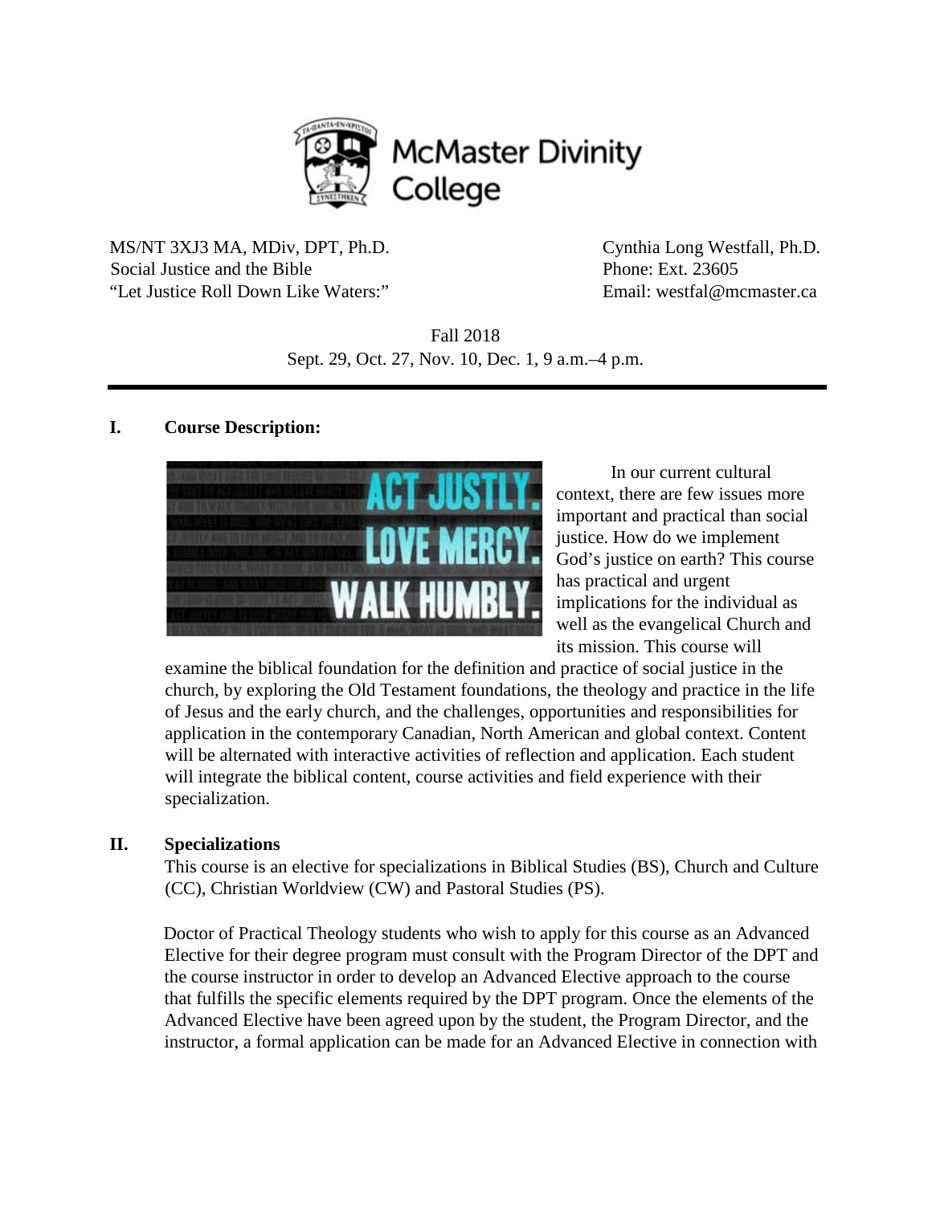McMaster Divinity College

MS/NT 3XJ3 MA, MDiv, DPT, Ph.D.
Social Justice and the Bible
"Let Justice Roll Down Like Waters:"

Cynthia Long Westfall, Ph.D.
Phone: Ext. 23605
Email: westfal@mcmaster.ca

Fall 2018
Sept. 29, Oct. 27, Nov. 10, Dec. 1, 9 a.m.–4 p.m.

---

## I. Course Description:

In our current cultural context, there are few issues more important and practical than social justice. How do we implement God's justice on earth? This course has practical and urgent implications for the individual as well as the evangelical Church and its mission. This course will examine the biblical foundation for the definition and practice of social justice in the church, by exploring the Old Testament foundations, the theology and practice in the life of Jesus and the early church, and the challenges, opportunities and responsibilities for application in the contemporary Canadian, North American and global context. Content will be alternated with interactive activities of reflection and application. Each student will integrate the biblical content, course activities and field experience with their specialization.

## II. Specializations

This course is an elective for specializations in Biblical Studies (BS), Church and Culture (CC), Christian Worldview (CW) and Pastoral Studies (PS).

Doctor of Practical Theology students who wish to apply for this course as an Advanced Elective for their degree program must consult with the Program Director of the DPT and the course instructor in order to develop an Advanced Elective approach to the course that fulfills the specific elements required by the DPT program. Once the elements of the Advanced Elective have been agreed upon by the student, the Program Director, and the instructor, a formal application can be made for an Advanced Elective in connection with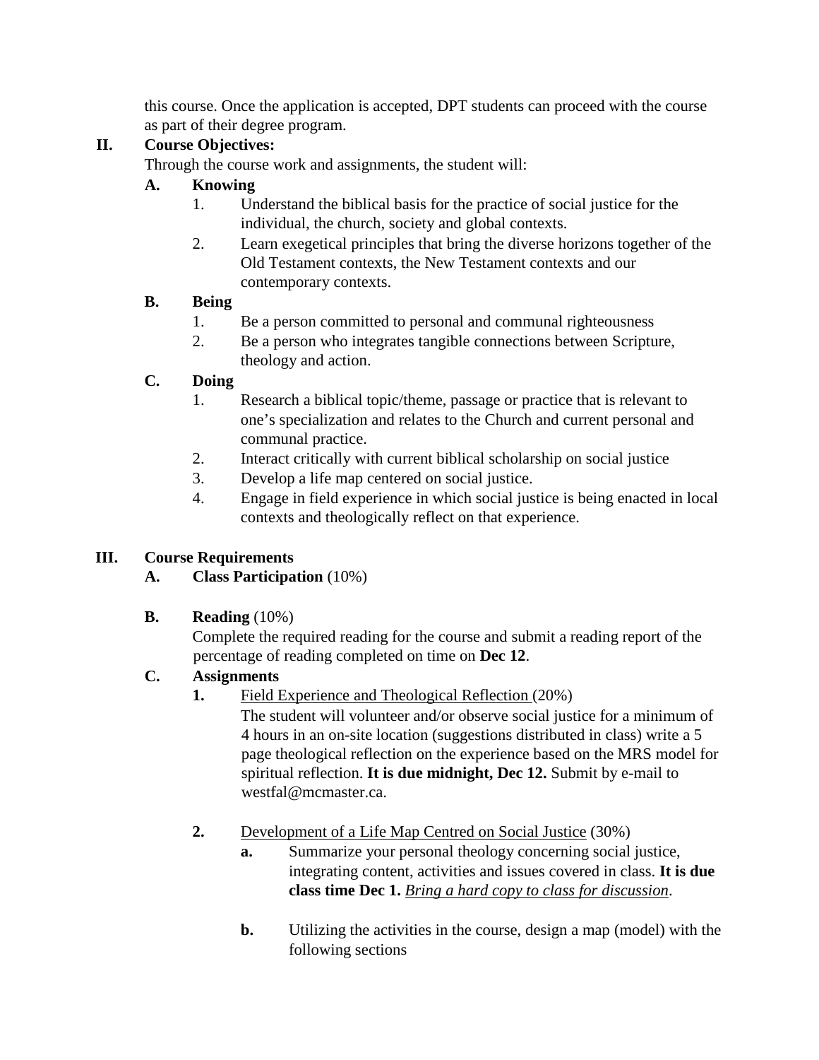this course. Once the application is accepted, DPT students can proceed with the course as part of their degree program.

## II. Course Objectives:

Through the course work and assignments, the student will:

### A. Knowing

1. Understand the biblical basis for the practice of social justice for the individual, the church, society and global contexts.
2. Learn exegetical principles that bring the diverse horizons together of the Old Testament contexts, the New Testament contexts and our contemporary contexts.

### B. Being

1. Be a person committed to personal and communal righteousness
2. Be a person who integrates tangible connections between Scripture, theology and action.

### C. Doing

1. Research a biblical topic/theme, passage or practice that is relevant to one's specialization and relates to the Church and current personal and communal practice.
2. Interact critically with current biblical scholarship on social justice
3. Develop a life map centered on social justice.
4. Engage in field experience in which social justice is being enacted in local contexts and theologically reflect on that experience.

## III. Course Requirements

### A. Class Participation (10%)

### B. Reading (10%)

Complete the required reading for the course and submit a reading report of the percentage of reading completed on time on **Dec 12**.

### C. Assignments

**1.** <u>Field Experience and Theological Reflection</u> (20%)

The student will volunteer and/or observe social justice for a minimum of 4 hours in an on-site location (suggestions distributed in class) write a 5 page theological reflection on the experience based on the MRS model for spiritual reflection. **It is due midnight, Dec 12.** Submit by e-mail to westfal@mcmaster.ca.

**2.** <u>Development of a Life Map Centred on Social Justice</u> (30%)

**a.** Summarize your personal theology concerning social justice, integrating content, activities and issues covered in class. **It is due class time Dec 1.** *<u>Bring a hard copy to class for discussion</u>*.

**b.** Utilizing the activities in the course, design a map (model) with the following sections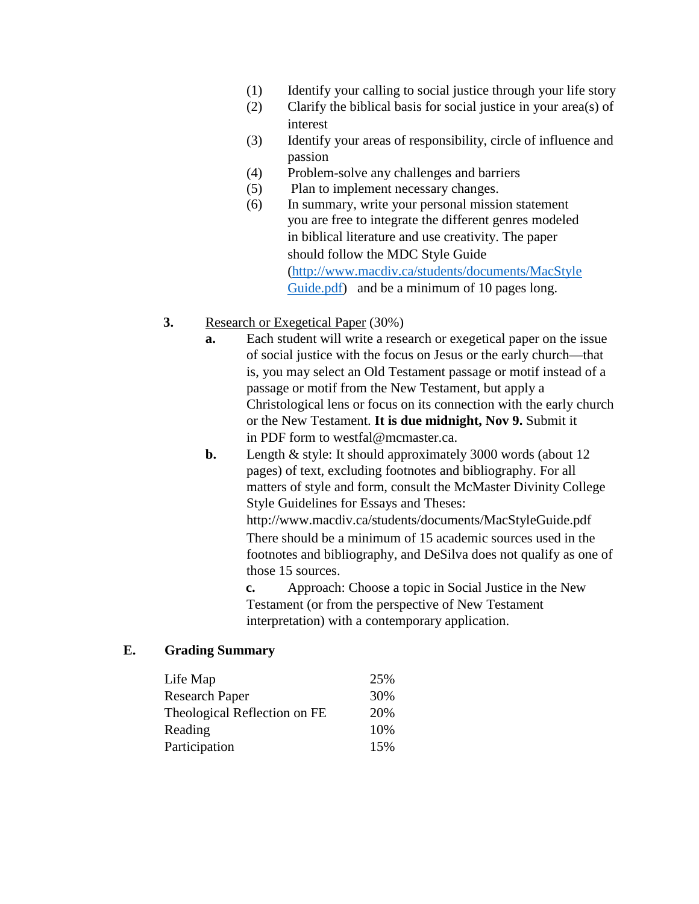(1) Identify your calling to social justice through your life story
(2) Clarify the biblical basis for social justice in your area(s) of interest
(3) Identify your areas of responsibility, circle of influence and passion
(4) Problem-solve any challenges and barriers
(5) Plan to implement necessary changes.
(6) In summary, write your personal mission statement you are free to integrate the different genres modeled in biblical literature and use creativity. The paper should follow the MDC Style Guide ([http://www.macdiv.ca/students/documents/MacStyleGuide.pdf](http://www.macdiv.ca/students/documents/MacStyleGuide.pdf)) and be a minimum of 10 pages long.

**3.** Research or Exegetical Paper (30%)

**a.** Each student will write a research or exegetical paper on the issue of social justice with the focus on Jesus or the early church—that is, you may select an Old Testament passage or motif instead of a passage or motif from the New Testament, but apply a Christological lens or focus on its connection with the early church or the New Testament. **It is due midnight, Nov 9.** Submit it in PDF form to westfal@mcmaster.ca.

**b.** Length & style: It should approximately 3000 words (about 12 pages) of text, excluding footnotes and bibliography. For all matters of style and form, consult the McMaster Divinity College Style Guidelines for Essays and Theses: http://www.macdiv.ca/students/documents/MacStyleGuide.pdf There should be a minimum of 15 academic sources used in the footnotes and bibliography, and DeSilva does not qualify as one of those 15 sources.

**c.** Approach: Choose a topic in Social Justice in the New Testament (or from the perspective of New Testament interpretation) with a contemporary application.

## E. Grading Summary

| | |
|---|---|
| Life Map | 25% |
| Research Paper | 30% |
| Theological Reflection on FE | 20% |
| Reading | 10% |
| Participation | 15% |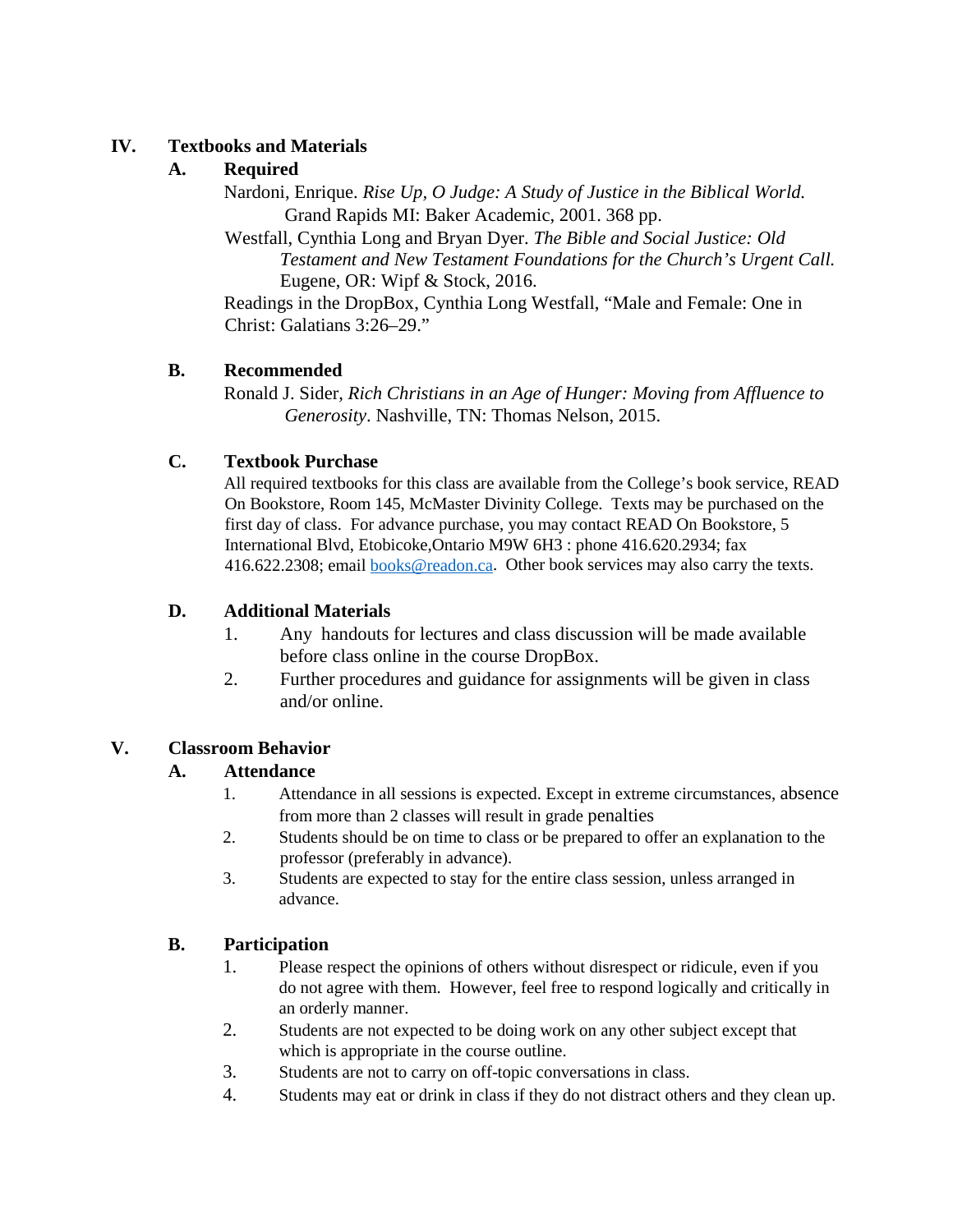## IV. Textbooks and Materials

### A. Required

Nardoni, Enrique. *Rise Up, O Judge: A Study of Justice in the Biblical World.* Grand Rapids MI: Baker Academic, 2001. 368 pp.

Westfall, Cynthia Long and Bryan Dyer. *The Bible and Social Justice: Old Testament and New Testament Foundations for the Church's Urgent Call.* Eugene, OR: Wipf & Stock, 2016.

Readings in the DropBox, Cynthia Long Westfall, "Male and Female: One in Christ: Galatians 3:26–29."

### B. Recommended

Ronald J. Sider, *Rich Christians in an Age of Hunger: Moving from Affluence to Generosity*. Nashville, TN: Thomas Nelson, 2015.

### C. Textbook Purchase

All required textbooks for this class are available from the College's book service, READ On Bookstore, Room 145, McMaster Divinity College. Texts may be purchased on the first day of class. For advance purchase, you may contact READ On Bookstore, 5 International Blvd, Etobicoke,Ontario M9W 6H3 : phone 416.620.2934; fax 416.622.2308; email [books@readon.ca](mailto:books@readon.ca). Other book services may also carry the texts.

### D. Additional Materials

1. Any handouts for lectures and class discussion will be made available before class online in the course DropBox.
2. Further procedures and guidance for assignments will be given in class and/or online.

## V. Classroom Behavior

### A. Attendance

1. Attendance in all sessions is expected. Except in extreme circumstances, absence from more than 2 classes will result in grade penalties
2. Students should be on time to class or be prepared to offer an explanation to the professor (preferably in advance).
3. Students are expected to stay for the entire class session, unless arranged in advance.

### B. Participation

1. Please respect the opinions of others without disrespect or ridicule, even if you do not agree with them. However, feel free to respond logically and critically in an orderly manner.
2. Students are not expected to be doing work on any other subject except that which is appropriate in the course outline.
3. Students are not to carry on off-topic conversations in class.
4. Students may eat or drink in class if they do not distract others and they clean up.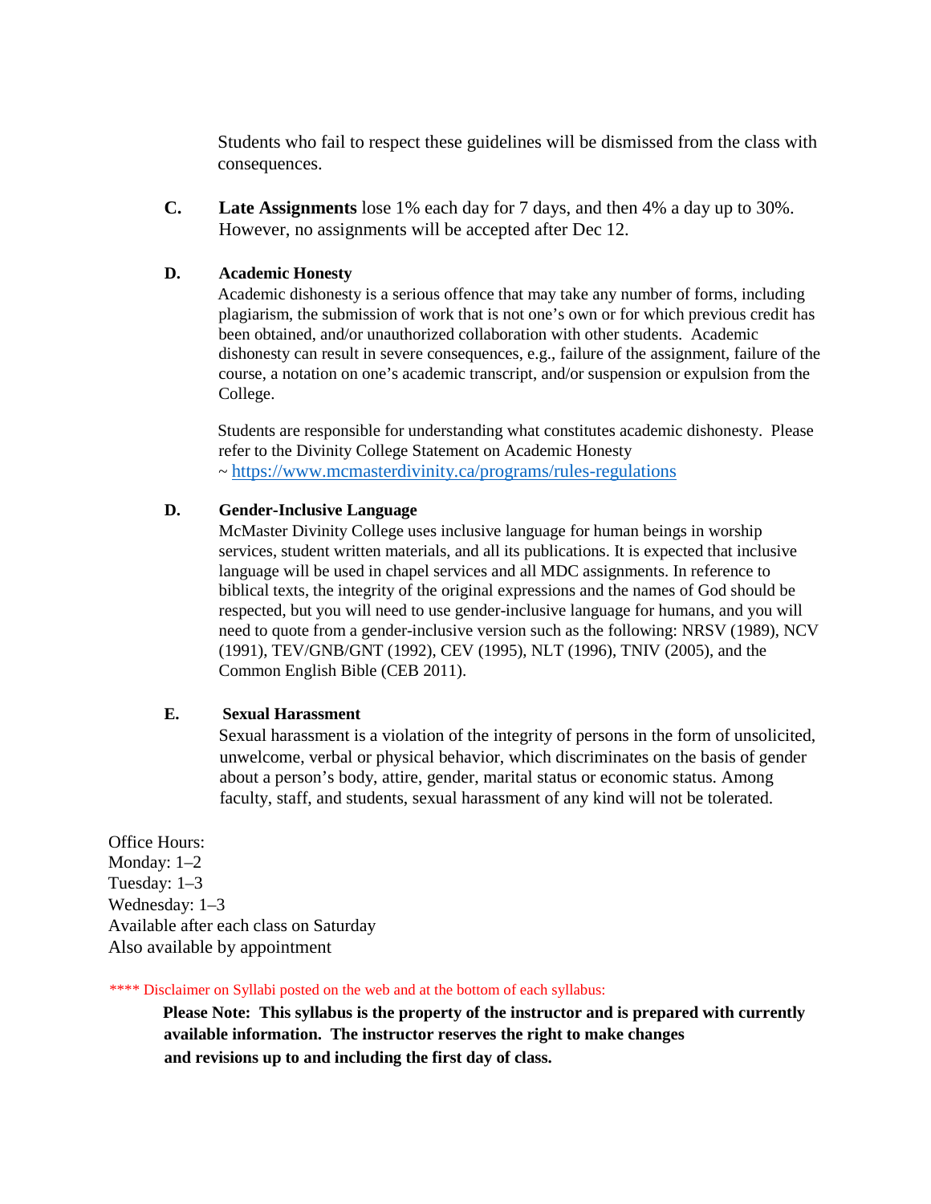Students who fail to respect these guidelines will be dismissed from the class with consequences.

**C.** **Late Assignments** lose 1% each day for 7 days, and then 4% a day up to 30%. However, no assignments will be accepted after Dec 12.

**D.** **Academic Honesty**

Academic dishonesty is a serious offence that may take any number of forms, including plagiarism, the submission of work that is not one's own or for which previous credit has been obtained, and/or unauthorized collaboration with other students. Academic dishonesty can result in severe consequences, e.g., failure of the assignment, failure of the course, a notation on one's academic transcript, and/or suspension or expulsion from the College.

Students are responsible for understanding what constitutes academic dishonesty. Please refer to the Divinity College Statement on Academic Honesty ~ https://www.mcmasterdivinity.ca/programs/rules-regulations

**D.** **Gender-Inclusive Language**

McMaster Divinity College uses inclusive language for human beings in worship services, student written materials, and all its publications. It is expected that inclusive language will be used in chapel services and all MDC assignments. In reference to biblical texts, the integrity of the original expressions and the names of God should be respected, but you will need to use gender-inclusive language for humans, and you will need to quote from a gender-inclusive version such as the following: NRSV (1989), NCV (1991), TEV/GNB/GNT (1992), CEV (1995), NLT (1996), TNIV (2005), and the Common English Bible (CEB 2011).

**E.** **Sexual Harassment**

Sexual harassment is a violation of the integrity of persons in the form of unsolicited, unwelcome, verbal or physical behavior, which discriminates on the basis of gender about a person's body, attire, gender, marital status or economic status. Among faculty, staff, and students, sexual harassment of any kind will not be tolerated.

Office Hours:
Monday: 1–2
Tuesday: 1–3
Wednesday: 1–3
Available after each class on Saturday
Also available by appointment

**** Disclaimer on Syllabi posted on the web and at the bottom of each syllabus:

**Please Note: This syllabus is the property of the instructor and is prepared with currently available information. The instructor reserves the right to make changes and revisions up to and including the first day of class.**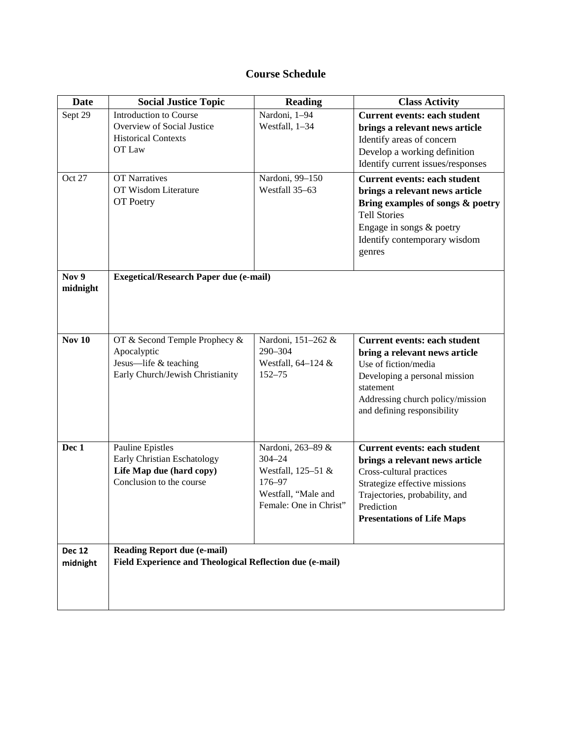# Course Schedule

| Date | Social Justice Topic | Reading | Class Activity |
|---|---|---|---|
| Sept 29 | Introduction to Course<br>Overview of Social Justice<br>Historical Contexts<br>OT Law | Nardoni, 1–94<br>Westfall, 1–34 | **Current events: each student brings a relevant news article**<br>Identify areas of concern<br>Develop a working definition<br>Identify current issues/responses |
| Oct 27 | OT Narratives<br>OT Wisdom Literature<br>OT Poetry | Nardoni, 99–150<br>Westfall 35–63 | **Current events: each student brings a relevant news article**<br>**Bring examples of songs & poetry**<br>Tell Stories<br>Engage in songs & poetry<br>Identify contemporary wisdom genres |
| **Nov 9 midnight** | **Exegetical/Research Paper due (e-mail)** | | |
| **Nov 10** | OT & Second Temple Prophecy & Apocalyptic<br>Jesus—life & teaching<br>Early Church/Jewish Christianity | Nardoni, 151–262 & 290–304<br>Westfall, 64–124 & 152–75 | **Current events: each student bring a relevant news article**<br>Use of fiction/media<br>Developing a personal mission statement<br>Addressing church policy/mission and defining responsibility |
| **Dec 1** | Pauline Epistles<br>Early Christian Eschatology<br>**Life Map due (hard copy)**<br>Conclusion to the course | Nardoni, 263–89 & 304–24<br>Westfall, 125–51 & 176–97<br>Westfall, "Male and Female: One in Christ" | **Current events: each student brings a relevant news article**<br>Cross-cultural practices<br>Strategize effective missions<br>Trajectories, probability, and Prediction<br>**Presentations of Life Maps** |
| **Dec 12 midnight** | **Reading Report due (e-mail)**<br>**Field Experience and Theological Reflection due (e-mail)** | | |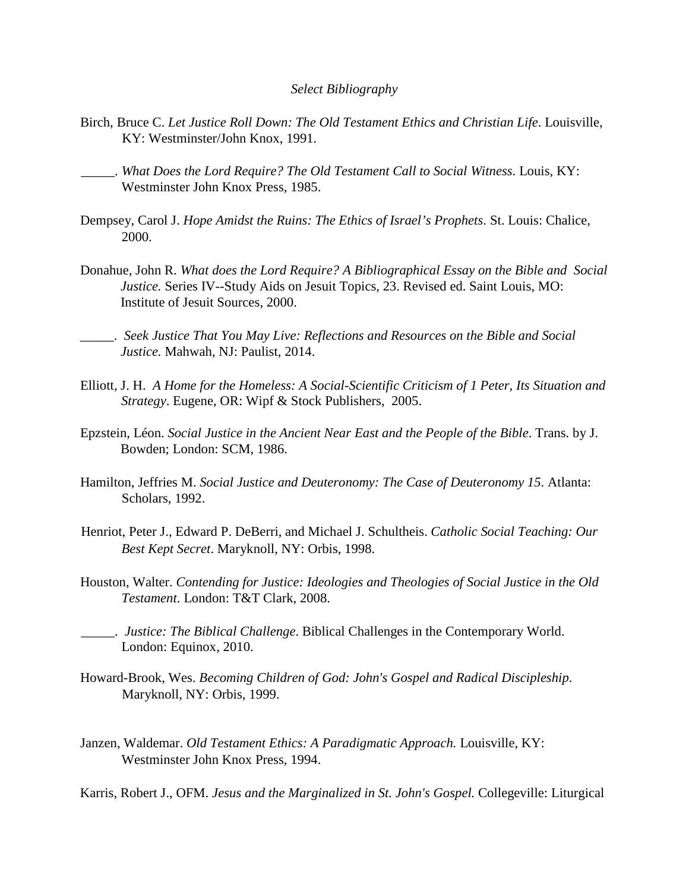*Select Bibliography*

Birch, Bruce C. *Let Justice Roll Down: The Old Testament Ethics and Christian Life*. Louisville, KY: Westminster/John Knox, 1991.

_____. *What Does the Lord Require? The Old Testament Call to Social Witness*. Louis, KY: Westminster John Knox Press, 1985.

Dempsey, Carol J. *Hope Amidst the Ruins: The Ethics of Israel's Prophets*. St. Louis: Chalice, 2000.

Donahue, John R. *What does the Lord Require? A Bibliographical Essay on the Bible and Social Justice.* Series IV--Study Aids on Jesuit Topics, 23. Revised ed. Saint Louis, MO: Institute of Jesuit Sources, 2000.

_____. *Seek Justice That You May Live: Reflections and Resources on the Bible and Social Justice.* Mahwah, NJ: Paulist, 2014.

Elliott, J. H. *A Home for the Homeless: A Social-Scientific Criticism of 1 Peter, Its Situation and Strategy*. Eugene, OR: Wipf & Stock Publishers, 2005.

Epzstein, Léon. *Social Justice in the Ancient Near East and the People of the Bible*. Trans. by J. Bowden; London: SCM, 1986.

Hamilton, Jeffries M. *Social Justice and Deuteronomy: The Case of Deuteronomy 15*. Atlanta: Scholars, 1992.

Henriot, Peter J., Edward P. DeBerri, and Michael J. Schultheis. *Catholic Social Teaching: Our Best Kept Secret*. Maryknoll, NY: Orbis, 1998.

Houston, Walter. *Contending for Justice: Ideologies and Theologies of Social Justice in the Old Testament*. London: T&T Clark, 2008.

_____. *Justice: The Biblical Challenge*. Biblical Challenges in the Contemporary World. London: Equinox, 2010.

Howard-Brook, Wes. *Becoming Children of God: John's Gospel and Radical Discipleship*. Maryknoll, NY: Orbis, 1999.

Janzen, Waldemar. *Old Testament Ethics: A Paradigmatic Approach.* Louisville, KY: Westminster John Knox Press, 1994.

Karris, Robert J., OFM. *Jesus and the Marginalized in St. John's Gospel.* Collegeville: Liturgical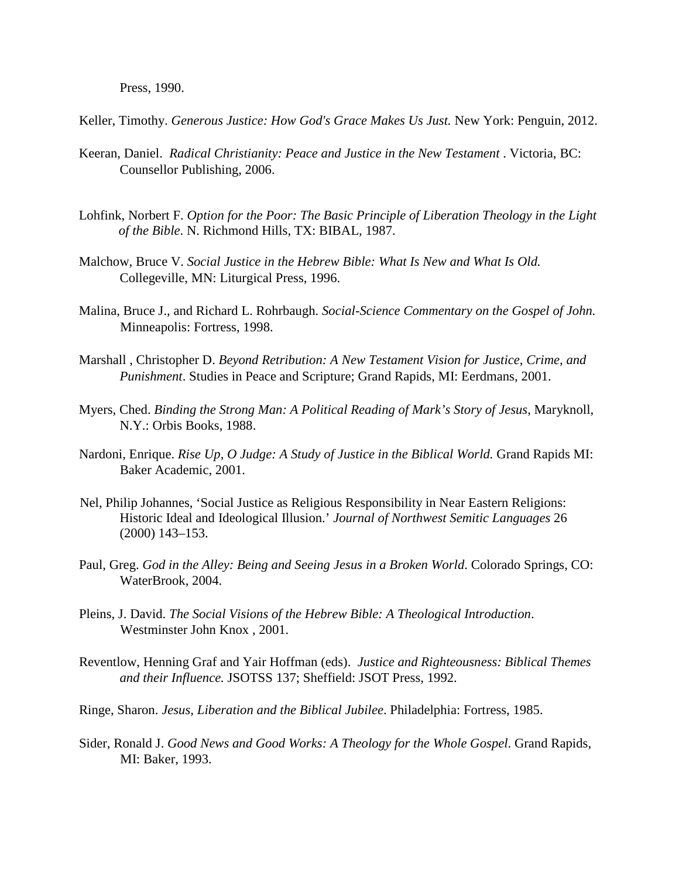Press, 1990.

Keller, Timothy. *Generous Justice: How God's Grace Makes Us Just.* New York: Penguin, 2012.

Keeran, Daniel. *Radical Christianity: Peace and Justice in the New Testament* . Victoria, BC: Counsellor Publishing, 2006.

Lohfink, Norbert F. *Option for the Poor: The Basic Principle of Liberation Theology in the Light of the Bible*. N. Richmond Hills, TX: BIBAL, 1987.

Malchow, Bruce V. *Social Justice in the Hebrew Bible: What Is New and What Is Old.* Collegeville, MN: Liturgical Press, 1996.

Malina, Bruce J., and Richard L. Rohrbaugh. *Social-Science Commentary on the Gospel of John.* Minneapolis: Fortress, 1998.

Marshall , Christopher D. *Beyond Retribution: A New Testament Vision for Justice, Crime, and Punishment*. Studies in Peace and Scripture; Grand Rapids, MI: Eerdmans, 2001.

Myers, Ched. *Binding the Strong Man: A Political Reading of Mark's Story of Jesus*, Maryknoll, N.Y.: Orbis Books, 1988.

Nardoni, Enrique. *Rise Up, O Judge: A Study of Justice in the Biblical World.* Grand Rapids MI: Baker Academic, 2001.

Nel, Philip Johannes, 'Social Justice as Religious Responsibility in Near Eastern Religions: Historic Ideal and Ideological Illusion.' *Journal of Northwest Semitic Languages* 26 (2000) 143–153.

Paul, Greg. *God in the Alley: Being and Seeing Jesus in a Broken World*. Colorado Springs, CO: WaterBrook, 2004.

Pleins, J. David. *The Social Visions of the Hebrew Bible: A Theological Introduction*. Westminster John Knox , 2001.

Reventlow, Henning Graf and Yair Hoffman (eds). *Justice and Righteousness: Biblical Themes and their Influence.* JSOTSS 137; Sheffield: JSOT Press, 1992.

Ringe, Sharon. *Jesus, Liberation and the Biblical Jubilee*. Philadelphia: Fortress, 1985.

Sider, Ronald J. *Good News and Good Works: A Theology for the Whole Gospel*. Grand Rapids, MI: Baker, 1993.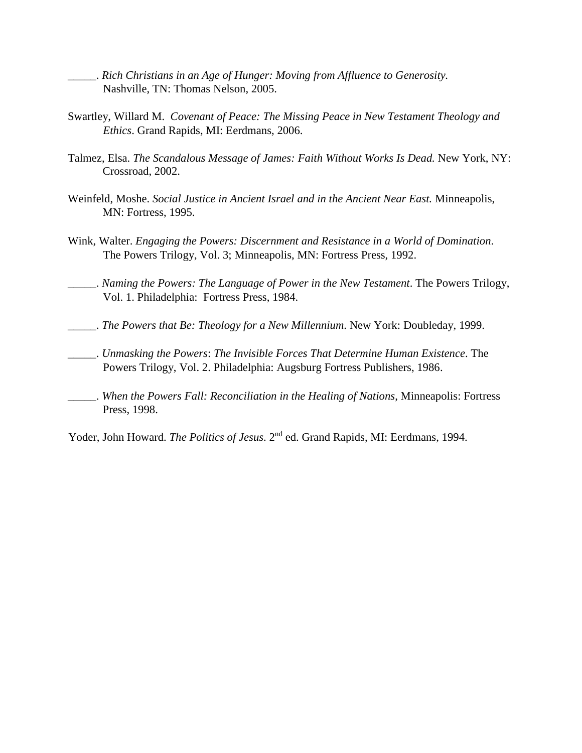_____. *Rich Christians in an Age of Hunger: Moving from Affluence to Generosity.* Nashville, TN: Thomas Nelson, 2005.

Swartley, Willard M. *Covenant of Peace: The Missing Peace in New Testament Theology and Ethics*. Grand Rapids, MI: Eerdmans, 2006.

Talmez, Elsa. *The Scandalous Message of James: Faith Without Works Is Dead.* New York, NY: Crossroad, 2002.

Weinfeld, Moshe. *Social Justice in Ancient Israel and in the Ancient Near East.* Minneapolis, MN: Fortress, 1995.

Wink, Walter. *Engaging the Powers: Discernment and Resistance in a World of Domination*. The Powers Trilogy, Vol. 3; Minneapolis, MN: Fortress Press, 1992.

_____. *Naming the Powers: The Language of Power in the New Testament*. The Powers Trilogy, Vol. 1. Philadelphia: Fortress Press, 1984.

_____. *The Powers that Be: Theology for a New Millennium*. New York: Doubleday, 1999.

_____. *Unmasking the Powers*: *The Invisible Forces That Determine Human Existence*. The Powers Trilogy, Vol. 2. Philadelphia: Augsburg Fortress Publishers, 1986.

_____. *When the Powers Fall: Reconciliation in the Healing of Nations*, Minneapolis: Fortress Press, 1998.

Yoder, John Howard. *The Politics of Jesus*. 2nd ed. Grand Rapids, MI: Eerdmans, 1994.